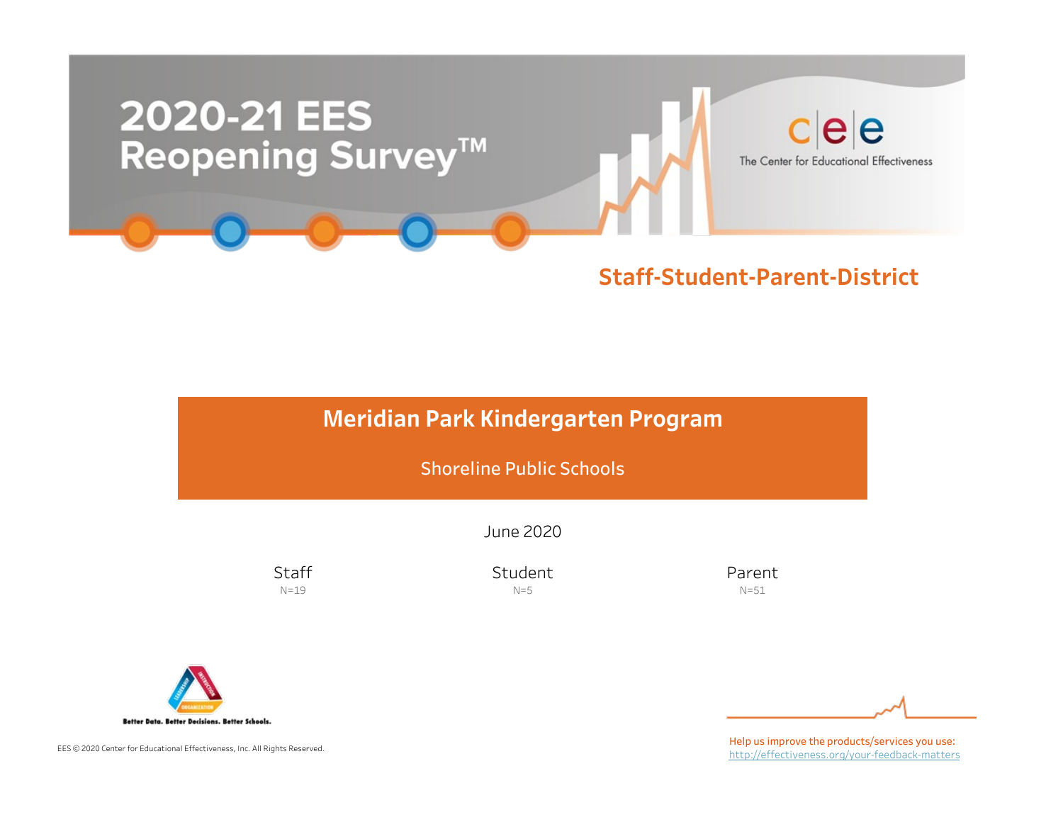# 2020-21 EES Reopening Survey™

The Center for Educational Effectiveness

## Staff-Student-Parent-District

## Meridian Park Kindergarten Program

Shoreline Public Schools

June 2020

| Staff | Student | Parent |
| --- | --- | --- |
| N=19 | N=5 | N=51 |

Better Data. Better Decisions. Better Schools.

EES © 2020 Center for Educational Effectiveness, Inc. All Rights Reserved.

Help us improve the products/services you use:
http://effectiveness.org/your-feedback-matters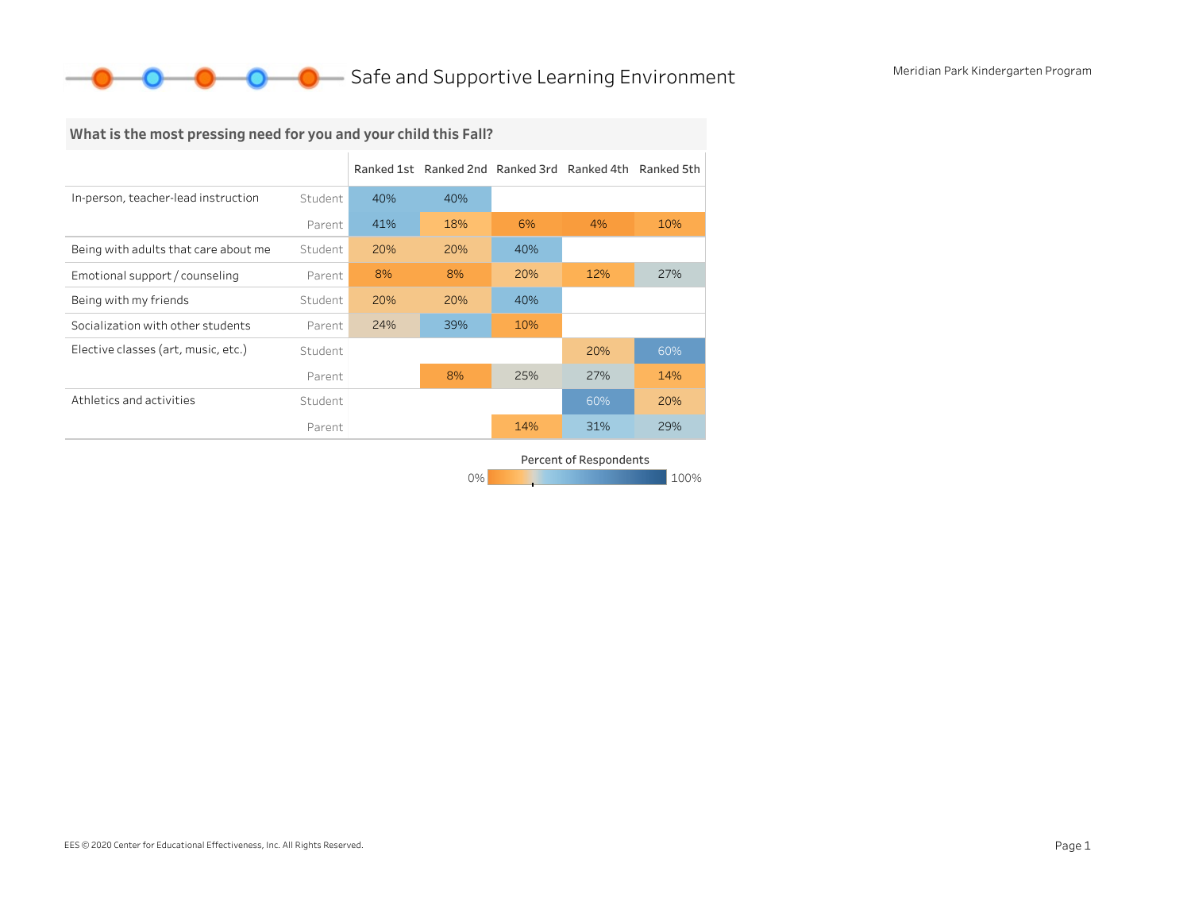# Safe and Supportive Learning Environment

Meridian Park Kindergarten Program

## What is the most pressing need for you and your child this Fall?

| | | Ranked 1st | Ranked 2nd | Ranked 3rd | Ranked 4th | Ranked 5th |
|---|---|---|---|---|---|---|
| In-person, teacher-lead instruction | Student | 40% | 40% | | | |
| | Parent | 41% | 18% | 6% | 4% | 10% |
| Being with adults that care about me | Student | 20% | 20% | 40% | | |
| Emotional support / counseling | Parent | 8% | 8% | 20% | 12% | 27% |
| Being with my friends | Student | 20% | 20% | 40% | | |
| Socialization with other students | Parent | 24% | 39% | 10% | | |
| Elective classes (art, music, etc.) | Student | | | | 20% | 60% |
| | Parent | | 8% | 25% | 27% | 14% |
| Athletics and activities | Student | | | | 60% | 20% |
| | Parent | | | 14% | 31% | 29% |

Percent of Respondents: 0% – 100%

EES © 2020 Center for Educational Effectiveness, Inc. All Rights Reserved.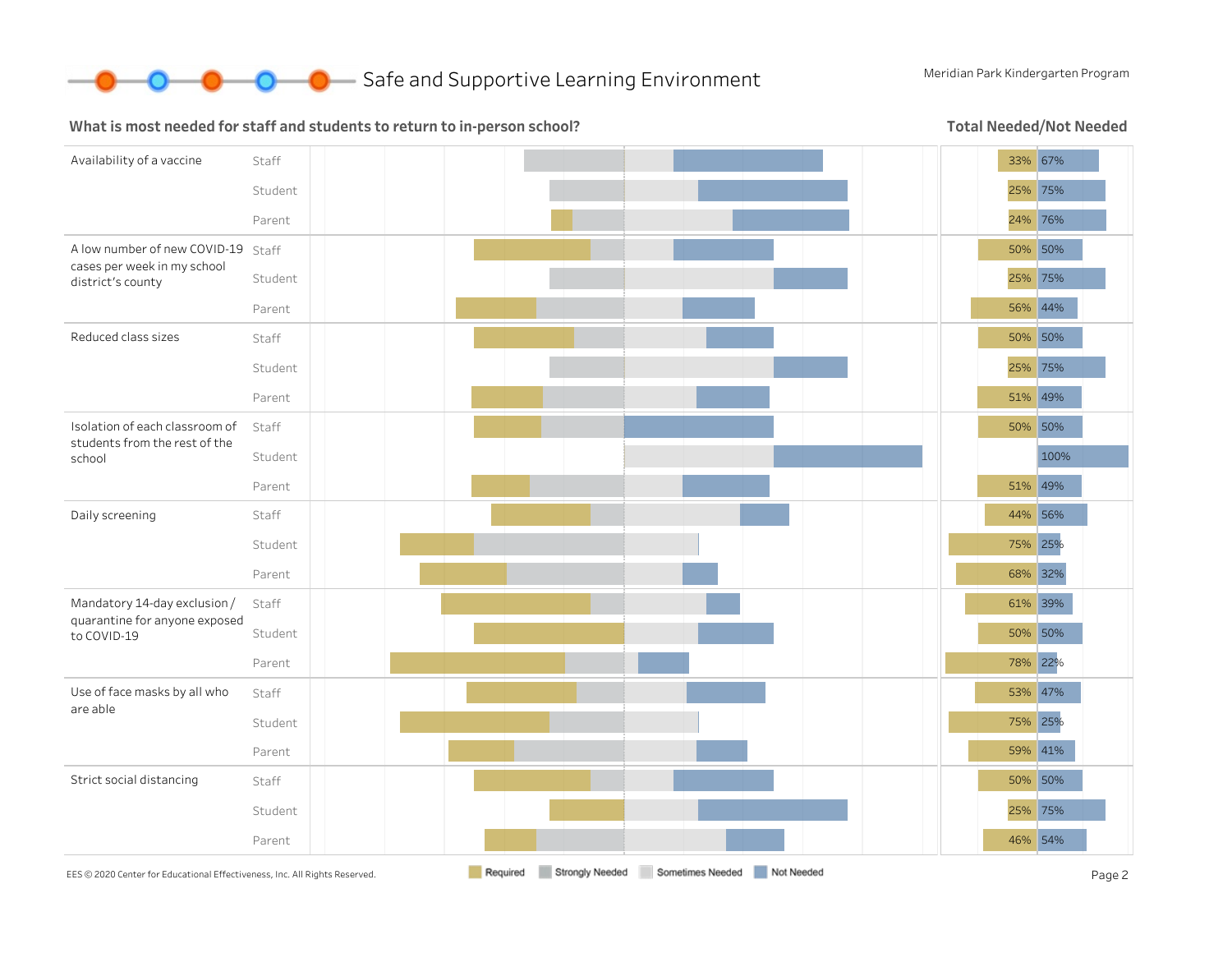# Safe and Supportive Learning Environment

Meridian Park Kindergarten Program

## What is most needed for staff and students to return to in-person school?

**Total Needed/Not Needed**

| Item | Group | Total Needed | Not Needed |
|---|---|---|---|
| Availability of a vaccine | Staff | 33% | 67% |
| | Student | 25% | 75% |
| | Parent | 24% | 76% |
| A low number of new COVID-19 cases per week in my school district's county | Staff | 50% | 50% |
| | Student | 25% | 75% |
| | Parent | 56% | 44% |
| Reduced class sizes | Staff | 50% | 50% |
| | Student | 25% | 75% |
| | Parent | 51% | 49% |
| Isolation of each classroom of students from the rest of the school | Staff | 50% | 50% |
| | Student | | 100% |
| | Parent | 51% | 49% |
| Daily screening | Staff | 44% | 56% |
| | Student | 75% | 25% |
| | Parent | 68% | 32% |
| Mandatory 14-day exclusion / quarantine for anyone exposed to COVID-19 | Staff | 61% | 39% |
| | Student | 50% | 50% |
| | Parent | 78% | 22% |
| Use of face masks by all who are able | Staff | 53% | 47% |
| | Student | 75% | 25% |
| | Parent | 59% | 41% |
| Strict social distancing | Staff | 50% | 50% |
| | Student | 25% | 75% |
| | Parent | 46% | 54% |

Required | Strongly Needed | Sometimes Needed | Not Needed

EES © 2020 Center for Educational Effectiveness, Inc. All Rights Reserved.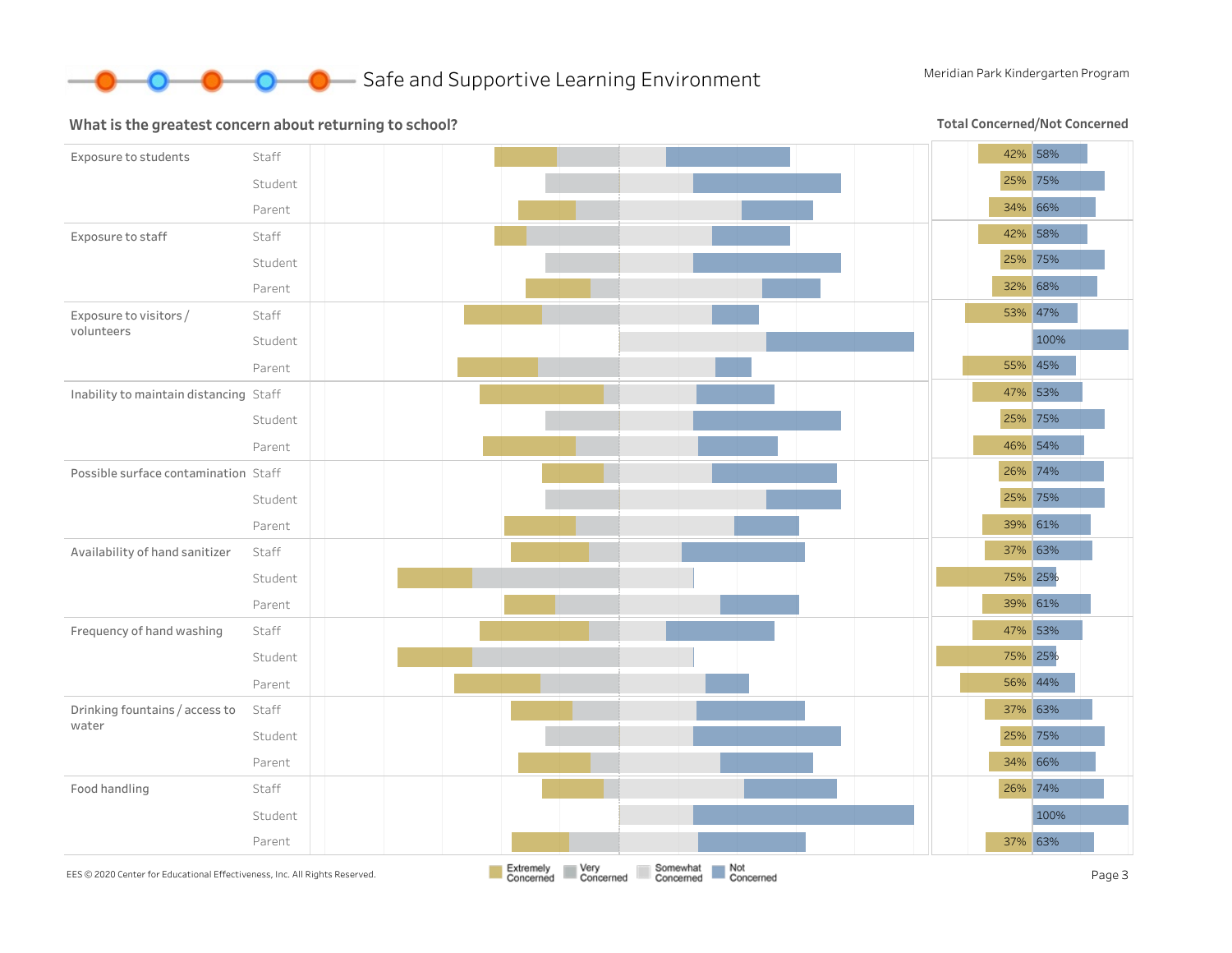# Safe and Supportive Learning Environment

Meridian Park Kindergarten Program

## What is the greatest concern about returning to school?

**Total Concerned/Not Concerned**

| Concern | Group | Concerned | Not Concerned |
|---|---|---|---|
| Exposure to students | Staff | 42% | 58% |
| | Student | 25% | 75% |
| | Parent | 34% | 66% |
| Exposure to staff | Staff | 42% | 58% |
| | Student | 25% | 75% |
| | Parent | 32% | 68% |
| Exposure to visitors / volunteers | Staff | 53% | 47% |
| | Student | | 100% |
| | Parent | 55% | 45% |
| Inability to maintain distancing | Staff | 47% | 53% |
| | Student | 25% | 75% |
| | Parent | 46% | 54% |
| Possible surface contamination | Staff | 26% | 74% |
| | Student | 25% | 75% |
| | Parent | 39% | 61% |
| Availability of hand sanitizer | Staff | 37% | 63% |
| | Student | 75% | 25% |
| | Parent | 39% | 61% |
| Frequency of hand washing | Staff | 47% | 53% |
| | Student | 75% | 25% |
| | Parent | 56% | 44% |
| Drinking fountains / access to water | Staff | 37% | 63% |
| | Student | 25% | 75% |
| | Parent | 34% | 66% |
| Food handling | Staff | 26% | 74% |
| | Student | | 100% |
| | Parent | 37% | 63% |

Legend: Extremely Concerned, Very Concerned, Somewhat Concerned, Not Concerned

EES © 2020 Center for Educational Effectiveness, Inc. All Rights Reserved.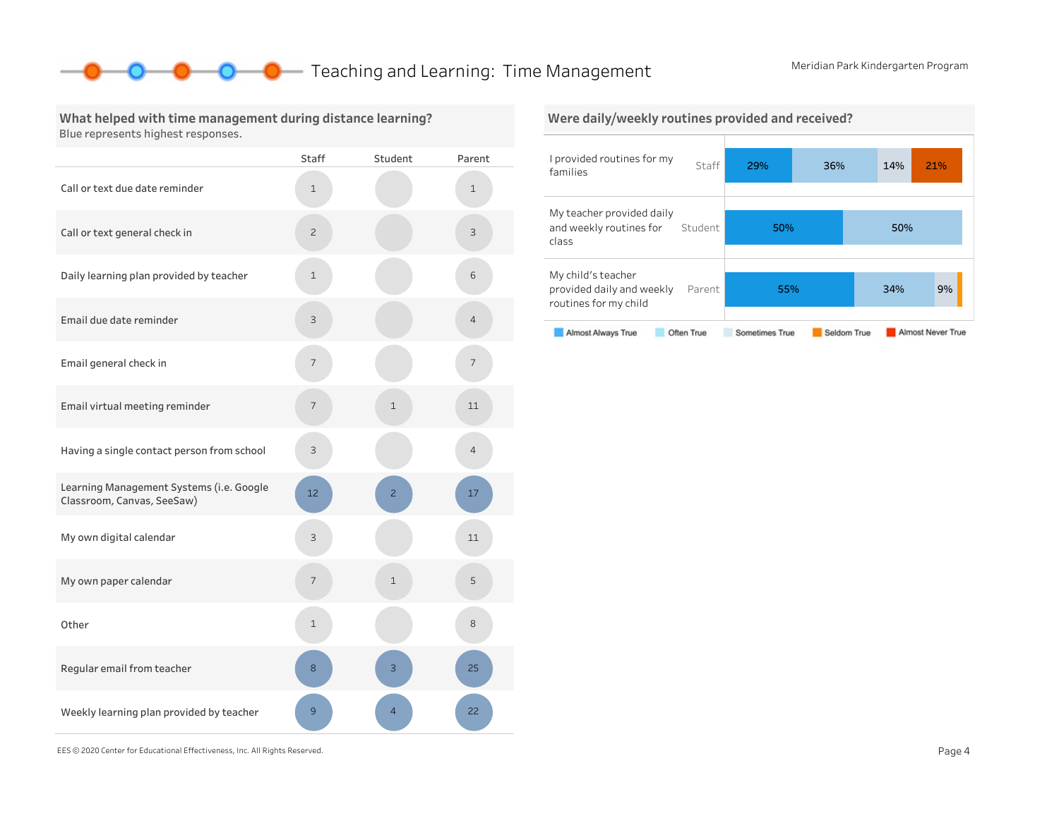# Teaching and Learning: Time Management

Meridian Park Kindergarten Program

## What helped with time management during distance learning?

Blue represents highest responses.

| | Staff | Student | Parent |
|---|---|---|---|
| Call or text due date reminder | 1 | | 1 |
| Call or text general check in | 2 | | 3 |
| Daily learning plan provided by teacher | 1 | | 6 |
| Email due date reminder | 3 | | 4 |
| Email general check in | 7 | | 7 |
| Email virtual meeting reminder | 7 | 1 | 11 |
| Having a single contact person from school | 3 | | 4 |
| Learning Management Systems (i.e. Google Classroom, Canvas, SeeSaw) | 12 | 2 | 17 |
| My own digital calendar | 3 | | 11 |
| My own paper calendar | 7 | 1 | 5 |
| Other | 1 | | 8 |
| Regular email from teacher | 8 | 3 | 25 |
| Weekly learning plan provided by teacher | 9 | 4 | 22 |

## Were daily/weekly routines provided and received?

| | | Almost Always True | Often True | Sometimes True | Seldom True | Almost Never True |
|---|---|---|---|---|---|---|
| I provided routines for my families | Staff | 29% | 36% | 14% | | 21% |
| My teacher provided daily and weekly routines for class | Student | 50% | 50% | | | |
| My child's teacher provided daily and weekly routines for my child | Parent | 55% | 34% | 9% | | |

EES © 2020 Center for Educational Effectiveness, Inc. All Rights Reserved.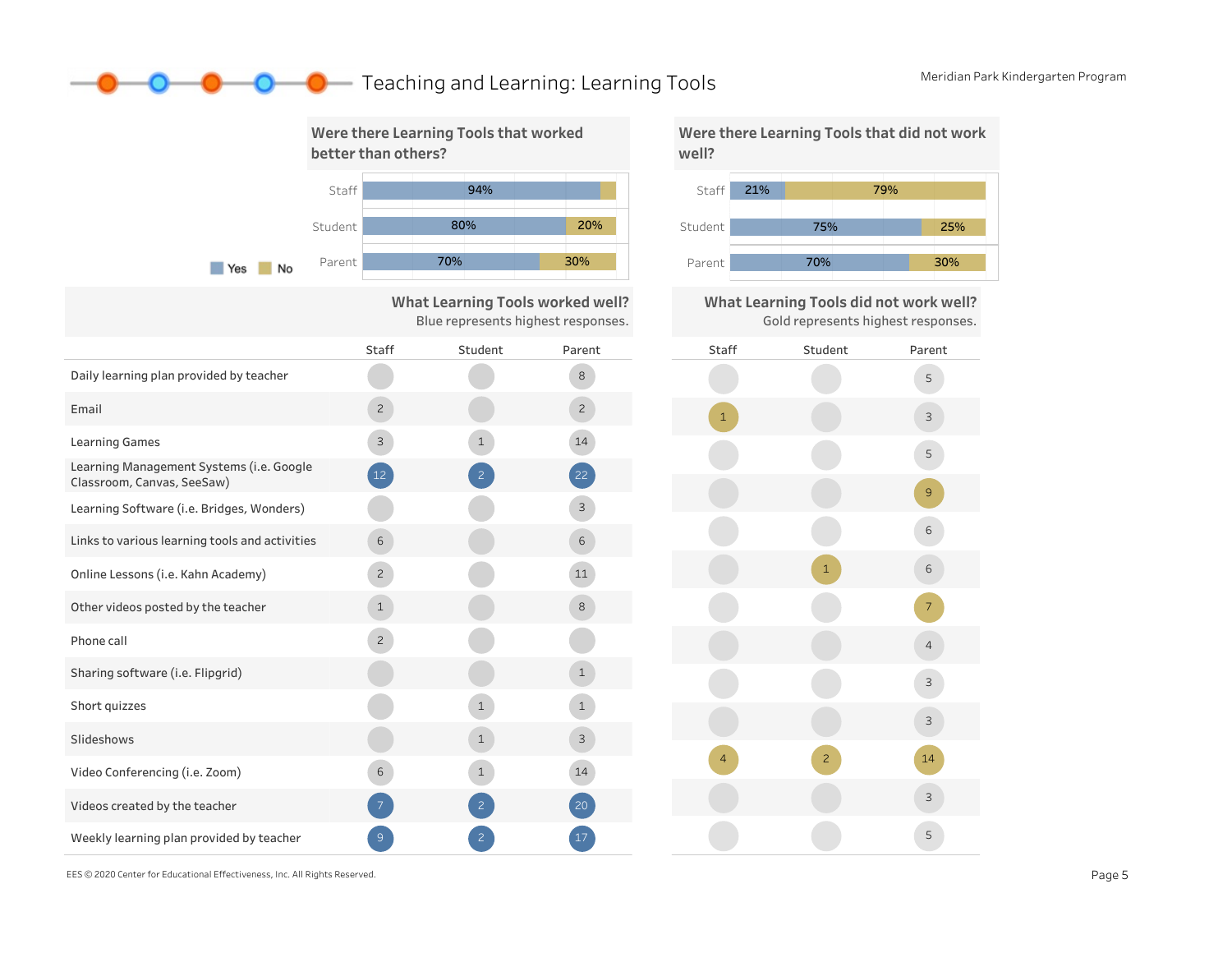# Teaching and Learning: Learning Tools

Meridian Park Kindergarten Program

## Were there Learning Tools that worked better than others?

| | Yes | No |
|---|---|---|
| Staff | 94% | |
| Student | 80% | 20% |
| Parent | 70% | 30% |

## Were there Learning Tools that did not work well?

| | Yes | No |
|---|---|---|
| Staff | 21% | 79% |
| Student | 75% | 25% |
| Parent | 70% | 30% |

Yes / No

## What Learning Tools worked well? / What Learning Tools did not work well?

What Learning Tools worked well? Blue represents highest responses.

What Learning Tools did not work well? Gold represents highest responses.

| | Worked well: Staff | Worked well: Student | Worked well: Parent | Did not work well: Staff | Did not work well: Student | Did not work well: Parent |
|---|---|---|---|---|---|---|
| Daily learning plan provided by teacher | | | 8 | | | 5 |
| Email | 2 | | 2 | 1 | | 3 |
| Learning Games | 3 | 1 | 14 | | | 5 |
| Learning Management Systems (i.e. Google Classroom, Canvas, SeeSaw) | 12 | 2 | 22 | | | 9 |
| Learning Software (i.e. Bridges, Wonders) | | | 3 | | | 6 |
| Links to various learning tools and activities | 6 | | 6 | | 1 | 6 |
| Online Lessons (i.e. Kahn Academy) | 2 | | 11 | | | 7 |
| Other videos posted by the teacher | 1 | | 8 | | | 4 |
| Phone call | 2 | | | | | 3 |
| Sharing software (i.e. Flipgrid) | | | 1 | | | 3 |
| Short quizzes | | 1 | 1 | 4 | 2 | 14 |
| Slideshows | | 1 | 3 | | | 3 |
| Video Conferencing (i.e. Zoom) | 6 | 1 | 14 | | | 5 |
| Videos created by the teacher | 7 | 2 | 20 | | | |
| Weekly learning plan provided by teacher | 9 | 2 | 17 | | | |

EES © 2020 Center for Educational Effectiveness, Inc. All Rights Reserved.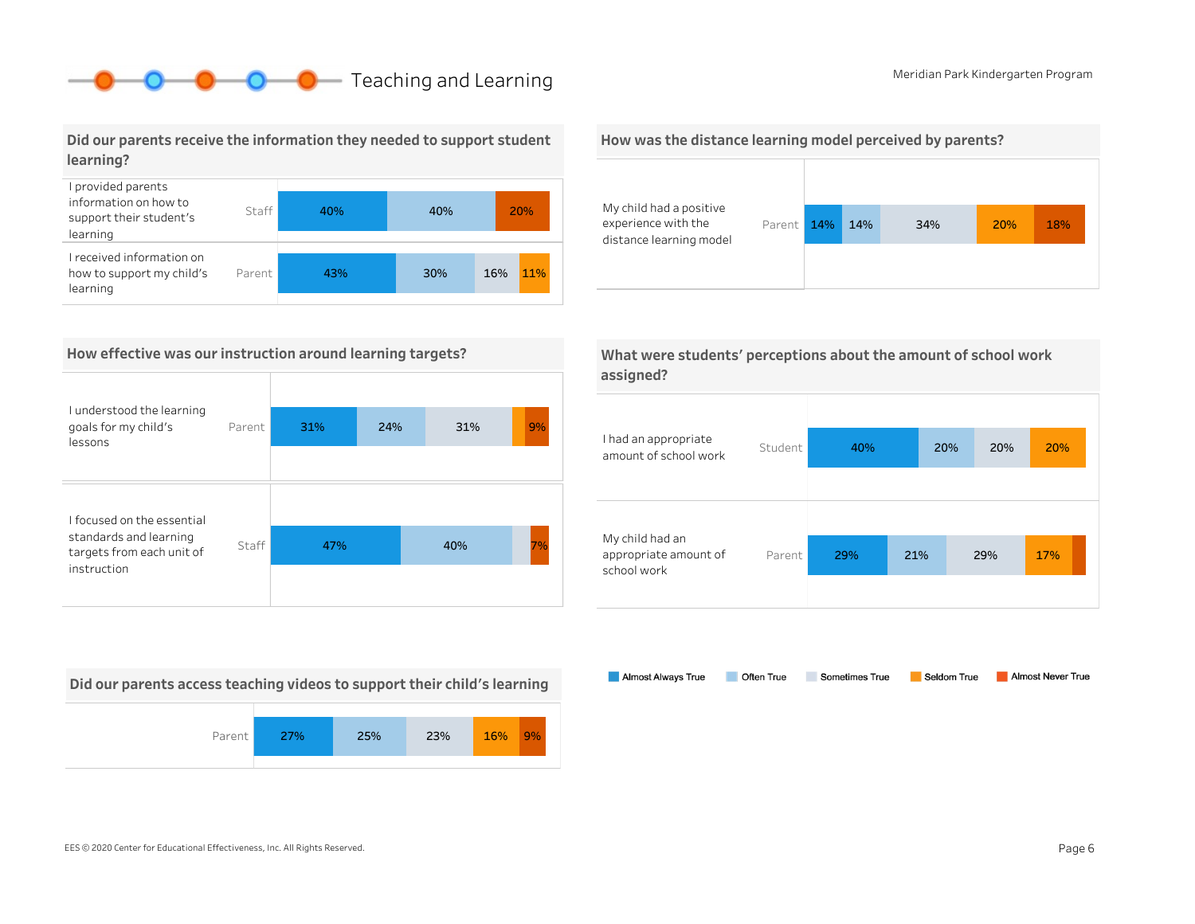# Teaching and Learning

Meridian Park Kindergarten Program

## Did our parents receive the information they needed to support student learning?

| Statement | Respondent | Almost Always True | Often True | Sometimes True | Seldom True | Almost Never True |
|---|---|---|---|---|---|---|
| I provided parents information on how to support their student's learning | Staff | 40% | 40% | | | 20% |
| I received information on how to support my child's learning | Parent | 43% | 30% | 16% | 11% | |

## How was the distance learning model perceived by parents?

| Statement | Respondent | Almost Always True | Often True | Sometimes True | Seldom True | Almost Never True |
|---|---|---|---|---|---|---|
| My child had a positive experience with the distance learning model | Parent | 14% | 14% | 34% | 20% | 18% |

## How effective was our instruction around learning targets?

| Statement | Respondent | Almost Always True | Often True | Sometimes True | Seldom True | Almost Never True |
|---|---|---|---|---|---|---|
| I understood the learning goals for my child's lessons | Parent | 31% | 24% | 31% | | 9% |
| I focused on the essential standards and learning targets from each unit of instruction | Staff | 47% | 40% | | | 7% |

## What were students' perceptions about the amount of school work assigned?

| Statement | Respondent | Almost Always True | Often True | Sometimes True | Seldom True | Almost Never True |
|---|---|---|---|---|---|---|
| I had an appropriate amount of school work | Student | 40% | 20% | 20% | 20% | |
| My child had an appropriate amount of school work | Parent | 29% | 21% | 29% | 17% | |

## Did our parents access teaching videos to support their child's learning

| Respondent | Almost Always True | Often True | Sometimes True | Seldom True | Almost Never True |
|---|---|---|---|---|---|
| Parent | 27% | 25% | 23% | 16% | 9% |

Legend: Almost Always True, Often True, Sometimes True, Seldom True, Almost Never True

EES © 2020 Center for Educational Effectiveness, Inc. All Rights Reserved.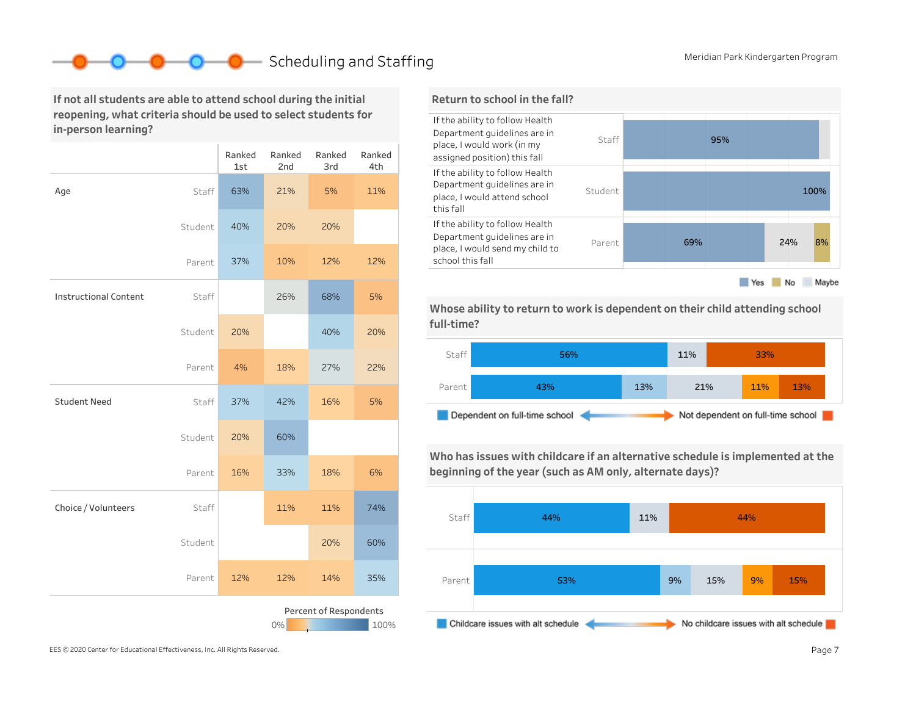# Scheduling and Staffing

Meridian Park Kindergarten Program

## If not all students are able to attend school during the initial reopening, what criteria should be used to select students for in-person learning?

| | | Ranked 1st | Ranked 2nd | Ranked 3rd | Ranked 4th |
|---|---|---|---|---|---|
| Age | Staff | 63% | 21% | 5% | 11% |
| | Student | 40% | 20% | 20% | |
| | Parent | 37% | 10% | 12% | 12% |
| Instructional Content | Staff | | 26% | 68% | 5% |
| | Student | 20% | | 40% | 20% |
| | Parent | 4% | 18% | 27% | 22% |
| Student Need | Staff | 37% | 42% | 16% | 5% |
| | Student | 20% | 60% | | |
| | Parent | 16% | 33% | 18% | 6% |
| Choice / Volunteers | Staff | | 11% | 11% | 74% |
| | Student | | | 20% | 60% |
| | Parent | 12% | 12% | 14% | 35% |

Percent of Respondents: 0% – 100%

## Return to school in the fall?

| Question | Group | Yes | No | Maybe |
|---|---|---|---|---|
| If the ability to follow Health Department guidelines are in place, I would work (in my assigned position) this fall | Staff | 95% | | |
| If the ability to follow Health Department guidelines are in place, I would attend school this fall | Student | 100% | | |
| If the ability to follow Health Department guidelines are in place, I would send my child to school this fall | Parent | 69% | 8% | 24% |

Legend: Yes, No, Maybe

## Whose ability to return to work is dependent on their child attending school full-time?

| Group | | | | | |
|---|---|---|---|---|---|
| Staff | 56% | | 11% | | 33% |
| Parent | 43% | 13% | 21% | 11% | 13% |

Dependent on full-time school ← → Not dependent on full-time school

## Who has issues with childcare if an alternative schedule is implemented at the beginning of the year (such as AM only, alternate days)?

| Group | | | | | |
|---|---|---|---|---|---|
| Staff | 44% | | 11% | | 44% |
| Parent | 53% | 9% | 15% | 9% | 15% |

Childcare issues with alt schedule ← → No childcare issues with alt schedule

EES © 2020 Center for Educational Effectiveness, Inc. All Rights Reserved.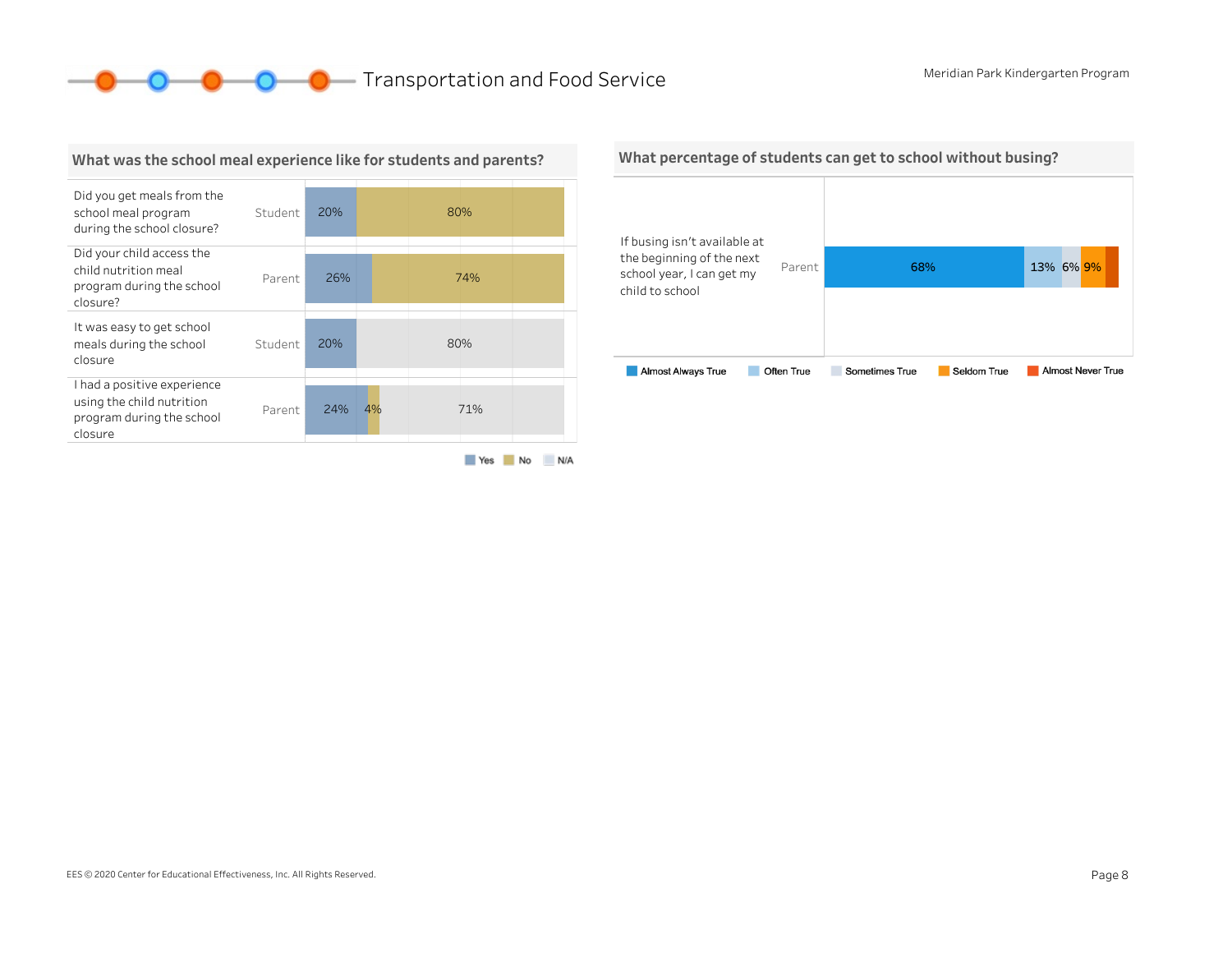# Transportation and Food Service

Meridian Park Kindergarten Program

## What was the school meal experience like for students and parents?

| Question | Respondent | Yes | No | N/A |
|---|---|---|---|---|
| Did you get meals from the school meal program during the school closure? | Student | 20% | 80% | |
| Did your child access the child nutrition meal program during the school closure? | Parent | 26% | 74% | |
| It was easy to get school meals during the school closure | Student | 20% | | 80% |
| I had a positive experience using the child nutrition program during the school closure | Parent | 24% | 4% | 71% |

## What percentage of students can get to school without busing?

| Statement | Respondent | Almost Always True | Often True | Sometimes True | Seldom True | Almost Never True |
|---|---|---|---|---|---|---|
| If busing isn't available at the beginning of the next school year, I can get my child to school | Parent | 68% | 13% | 6% | 9% | |

EES © 2020 Center for Educational Effectiveness, Inc. All Rights Reserved.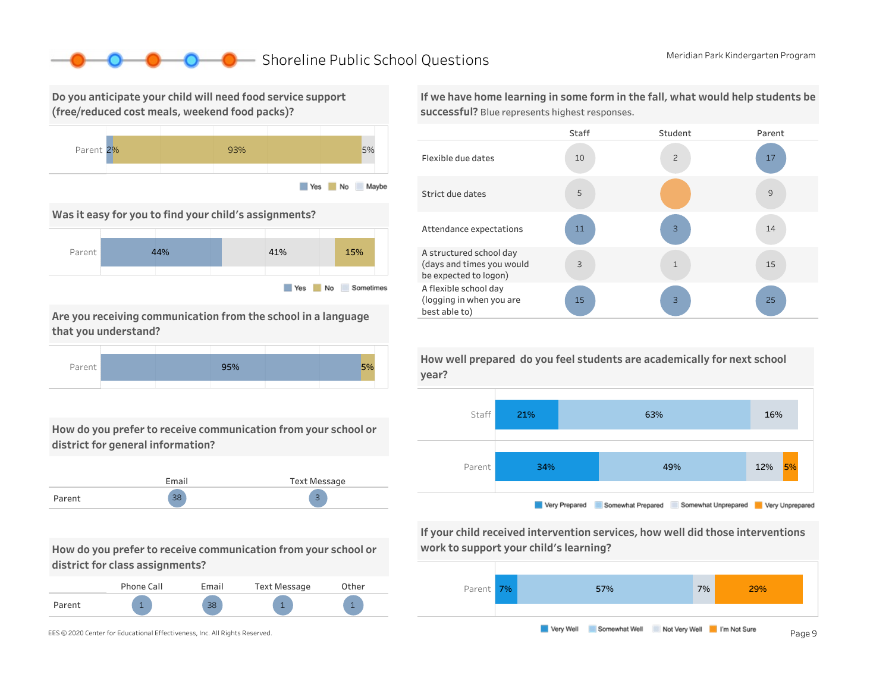# Shoreline Public School Questions

Meridian Park Kindergarten Program

## Do you anticipate your child will need food service support (free/reduced cost meals, weekend food packs)?

| | Yes | No | Maybe |
|---|---|---|---|
| Parent | 2% | 93% | 5% |

## Was it easy for you to find your child's assignments?

| | Yes | Sometimes | No |
|---|---|---|---|
| Parent | 44% | 41% | 15% |

## Are you receiving communication from the school in a language that you understand?

| | Yes | No |
|---|---|---|
| Parent | 95% | 5% |

## How do you prefer to receive communication from your school or district for general information?

| | Email | Text Message |
|---|---|---|
| Parent | 38 | 3 |

## How do you prefer to receive communication from your school or district for class assignments?

| | Phone Call | Email | Text Message | Other |
|---|---|---|---|---|
| Parent | 1 | 38 | 1 | 1 |

## If we have home learning in some form in the fall, what would help students be successful? Blue represents highest responses.

| | Staff | Student | Parent |
|---|---|---|---|
| Flexible due dates | 10 | 2 | 17 |
| Strict due dates | 5 | | 9 |
| Attendance expectations | 11 | 3 | 14 |
| A structured school day (days and times you would be expected to logon) | 3 | 1 | 15 |
| A flexible school day (logging in when you are best able to) | 15 | 3 | 25 |

## How well prepared do you feel students are academically for next school year?

| | Very Prepared | Somewhat Prepared | Somewhat Unprepared | Very Unprepared |
|---|---|---|---|---|
| Staff | 21% | 63% | 16% | |
| Parent | 34% | 49% | 12% | 5% |

## If your child received intervention services, how well did those interventions work to support your child's learning?

| | Very Well | Somewhat Well | Not Very Well | I'm Not Sure |
|---|---|---|---|---|
| Parent | 7% | 57% | 7% | 29% |

EES © 2020 Center for Educational Effectiveness, Inc. All Rights Reserved.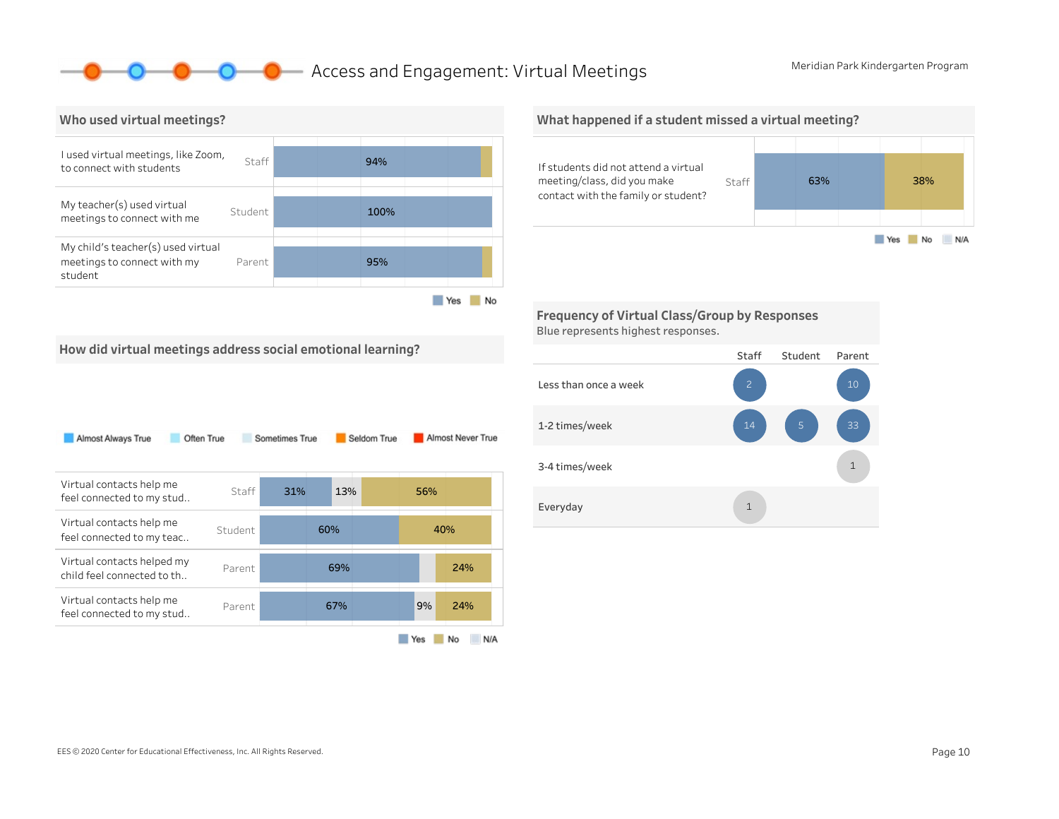# Access and Engagement: Virtual Meetings

Meridian Park Kindergarten Program

## Who used virtual meetings?

| Question | Respondent | Yes | No |
|---|---|---|---|
| I used virtual meetings, like Zoom, to connect with students | Staff | 94% | |
| My teacher(s) used virtual meetings to connect with me | Student | 100% | |
| My child's teacher(s) used virtual meetings to connect with my student | Parent | 95% | |

Yes · No

## What happened if a student missed a virtual meeting?

| Question | Respondent | Yes | No | N/A |
|---|---|---|---|---|
| If students did not attend a virtual meeting/class, did you make contact with the family or student? | Staff | 63% | 38% | |

Yes · No · N/A

## How did virtual meetings address social emotional learning?

Almost Always True · Often True · Sometimes True · Seldom True · Almost Never True

| Question | Respondent | Yes | N/A | No |
|---|---|---|---|---|
| Virtual contacts help me feel connected to my stud.. | Staff | 31% | 13% | 56% |
| Virtual contacts help me feel connected to my teac.. | Student | 60% | | 40% |
| Virtual contacts helped my child feel connected to th.. | Parent | 69% | | 24% |
| Virtual contacts help me feel connected to my stud.. | Parent | 67% | 9% | 24% |

Yes · No · N/A

## Frequency of Virtual Class/Group by Responses

Blue represents highest responses.

| | Staff | Student | Parent |
|---|---|---|---|
| Less than once a week | 2 | | 10 |
| 1-2 times/week | 14 | 5 | 33 |
| 3-4 times/week | | | 1 |
| Everyday | 1 | | |

EES © 2020 Center for Educational Effectiveness, Inc. All Rights Reserved.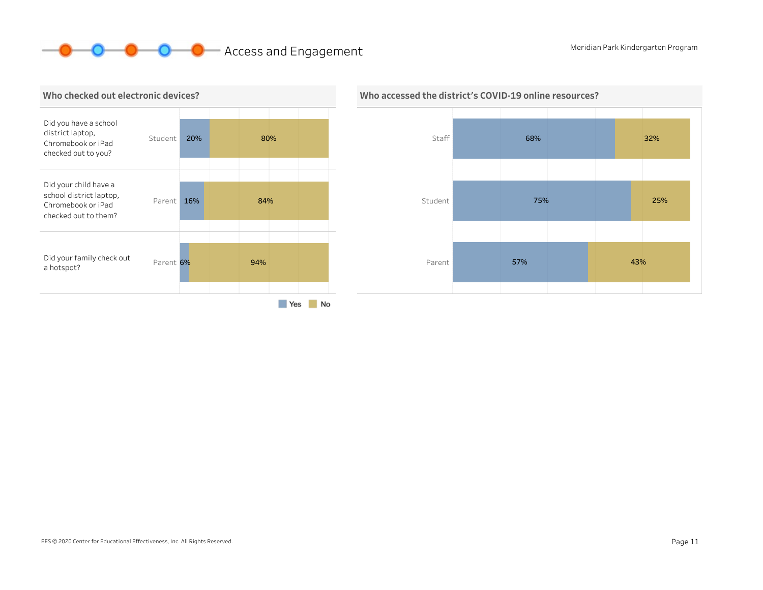# Access and Engagement

Meridian Park Kindergarten Program

## Who checked out electronic devices?

| Question | Respondent | Yes | No |
|---|---|---|---|
| Did you have a school district laptop, Chromebook or iPad checked out to you? | Student | 20% | 80% |
| Did your child have a school district laptop, Chromebook or iPad checked out to them? | Parent | 16% | 84% |
| Did your family check out a hotspot? | Parent | 6% | 94% |

## Who accessed the district's COVID-19 online resources?

| Respondent | Yes | No |
|---|---|---|
| Staff | 68% | 32% |
| Student | 75% | 25% |
| Parent | 57% | 43% |

EES © 2020 Center for Educational Effectiveness, Inc. All Rights Reserved.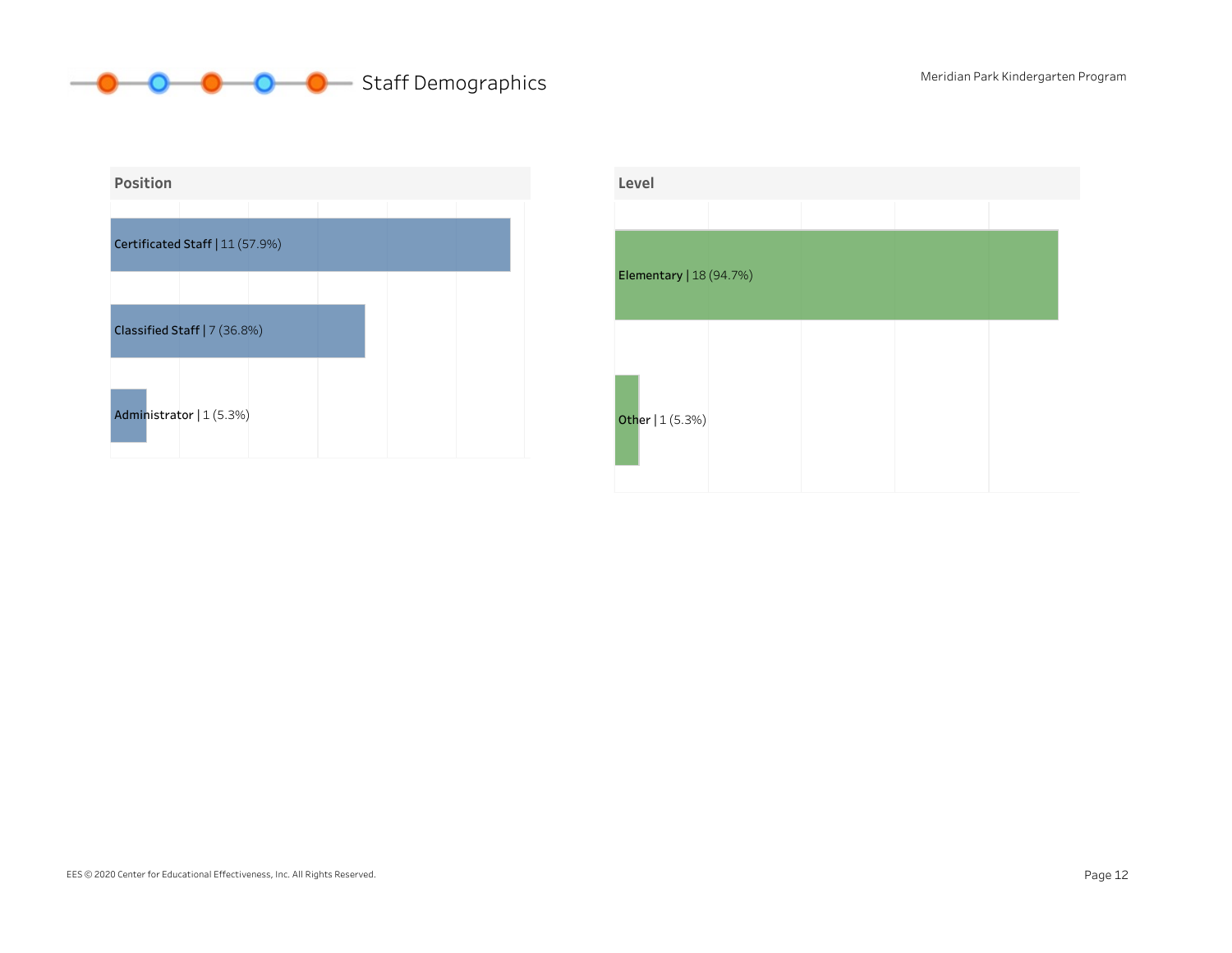# Staff Demographics

## Position

Certificated Staff | 11 (57.9%)

Classified Staff | 7 (36.8%)

Administrator | 1 (5.3%)

## Level

Elementary | 18 (94.7%)

Other | 1 (5.3%)

EES © 2020 Center for Educational Effectiveness, Inc. All Rights Reserved.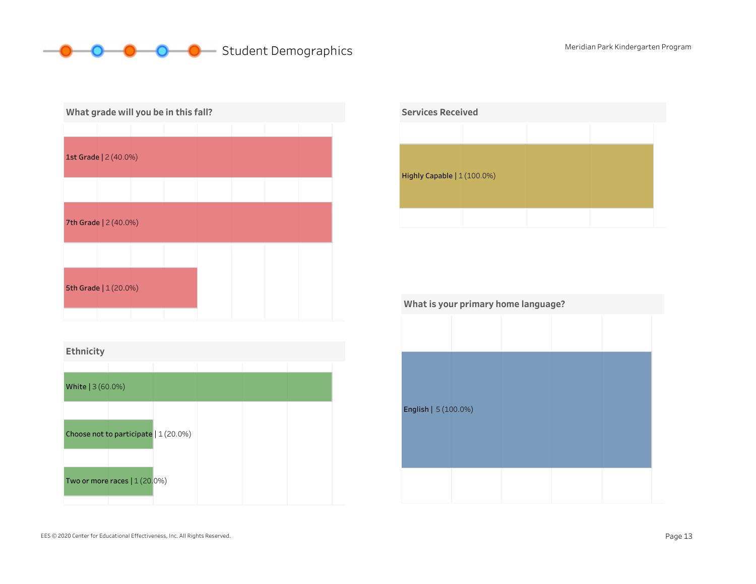# Student Demographics

## What grade will you be in this fall?

| Grade | Count (%) |
| --- | --- |
| 1st Grade | 2 (40.0%) |
| 7th Grade | 2 (40.0%) |
| 5th Grade | 1 (20.0%) |

## Services Received

| Service | Count (%) |
| --- | --- |
| Highly Capable | 1 (100.0%) |

## Ethnicity

| Ethnicity | Count (%) |
| --- | --- |
| White | 3 (60.0%) |
| Choose not to participate | 1 (20.0%) |
| Two or more races | 1 (20.0%) |

## What is your primary home language?

| Language | Count (%) |
| --- | --- |
| English | 5 (100.0%) |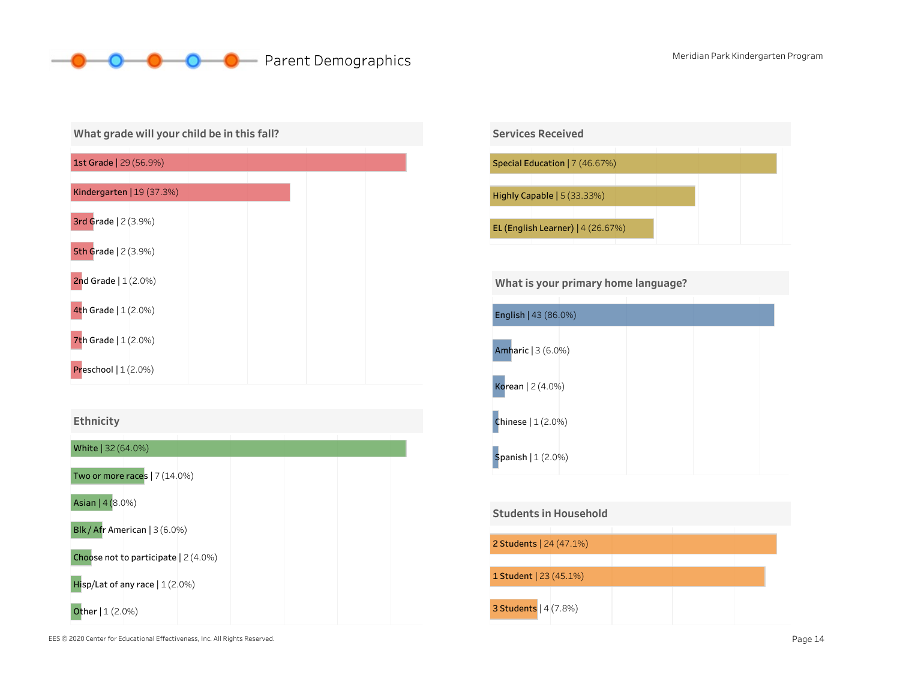# Parent Demographics

Meridian Park Kindergarten Program

## What grade will your child be in this fall?

1st Grade | 29 (56.9%)

Kindergarten | 19 (37.3%)

3rd Grade | 2 (3.9%)

5th Grade | 2 (3.9%)

2nd Grade | 1 (2.0%)

4th Grade | 1 (2.0%)

7th Grade | 1 (2.0%)

Preschool | 1 (2.0%)

## Ethnicity

White | 32 (64.0%)

Two or more races | 7 (14.0%)

Asian | 4 (8.0%)

Blk / Afr American | 3 (6.0%)

Choose not to participate | 2 (4.0%)

Hisp/Lat of any race | 1 (2.0%)

Other | 1 (2.0%)

## Services Received

Special Education | 7 (46.67%)

Highly Capable | 5 (33.33%)

EL (English Learner) | 4 (26.67%)

## What is your primary home language?

English | 43 (86.0%)

Amharic | 3 (6.0%)

Korean | 2 (4.0%)

Chinese | 1 (2.0%)

Spanish | 1 (2.0%)

## Students in Household

2 Students | 24 (47.1%)

1 Student | 23 (45.1%)

3 Students | 4 (7.8%)

EES © 2020 Center for Educational Effectiveness, Inc. All Rights Reserved.